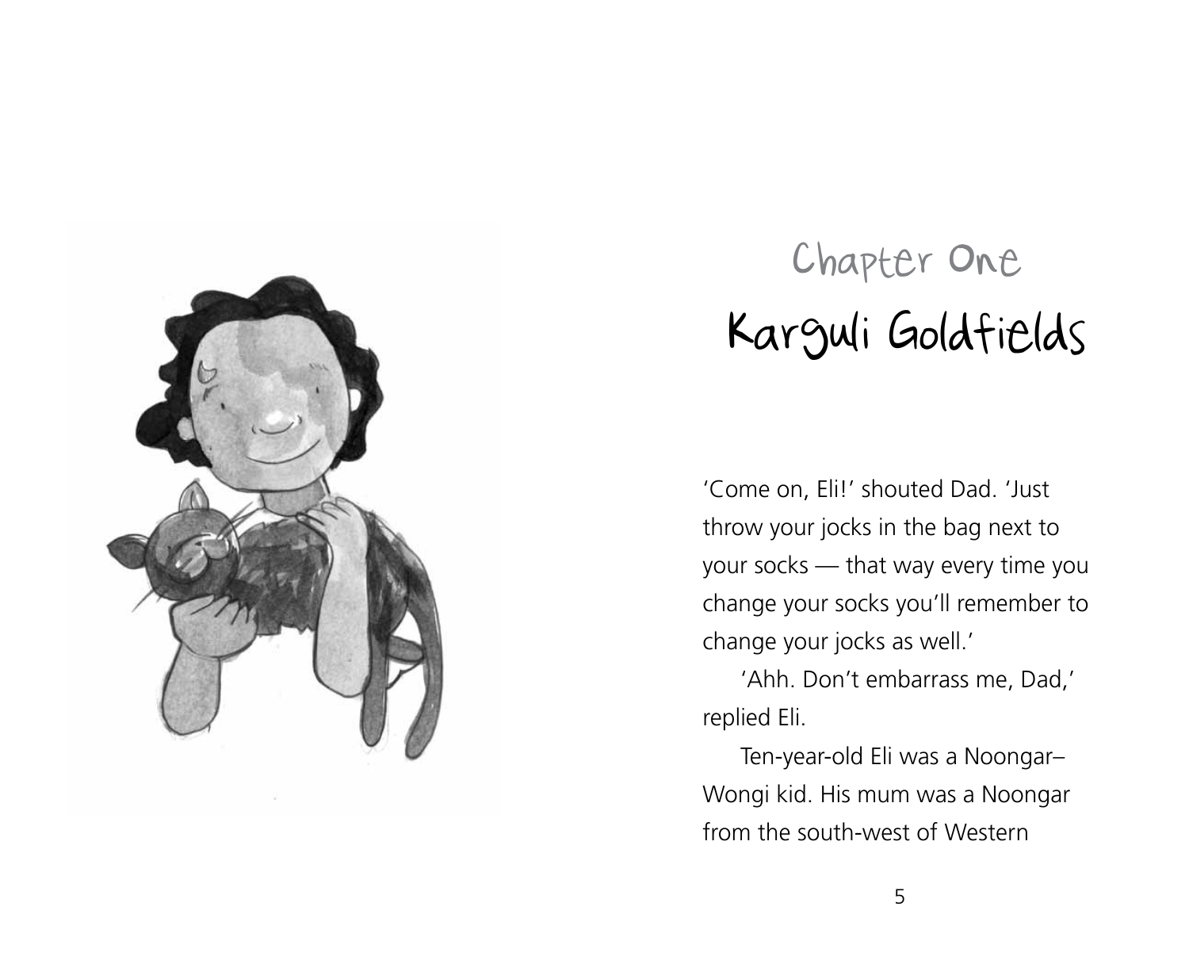# Chapter One
## Karguli Goldfields

'Come on, Eli!' shouted Dad. 'Just throw your jocks in the bag next to your socks — that way every time you change your socks you'll remember to change your jocks as well.'

'Ahh. Don't embarrass me, Dad,' replied Eli.

Ten-year-old Eli was a Noongar–Wongi kid. His mum was a Noongar from the south-west of Western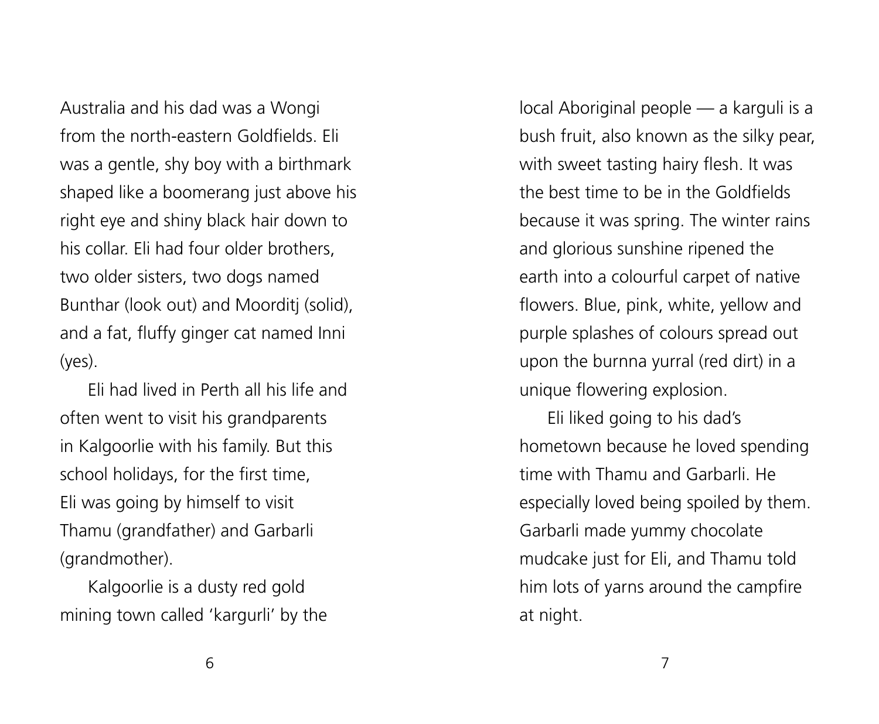Australia and his dad was a Wongi from the north-eastern Goldfields. Eli was a gentle, shy boy with a birthmark shaped like a boomerang just above his right eye and shiny black hair down to his collar. Eli had four older brothers, two older sisters, two dogs named Bunthar (look out) and Moorditj (solid), and a fat, fluffy ginger cat named Inni (yes).

Eli had lived in Perth all his life and often went to visit his grandparents in Kalgoorlie with his family. But this school holidays, for the first time, Eli was going by himself to visit Thamu (grandfather) and Garbarli (grandmother).

Kalgoorlie is a dusty red gold mining town called 'kargurli' by the local Aboriginal people — a karguli is a bush fruit, also known as the silky pear, with sweet tasting hairy flesh. It was the best time to be in the Goldfields because it was spring. The winter rains and glorious sunshine ripened the earth into a colourful carpet of native flowers. Blue, pink, white, yellow and purple splashes of colours spread out upon the burnna yurral (red dirt) in a unique flowering explosion.

Eli liked going to his dad's hometown because he loved spending time with Thamu and Garbarli. He especially loved being spoiled by them. Garbarli made yummy chocolate mudcake just for Eli, and Thamu told him lots of yarns around the campfire at night.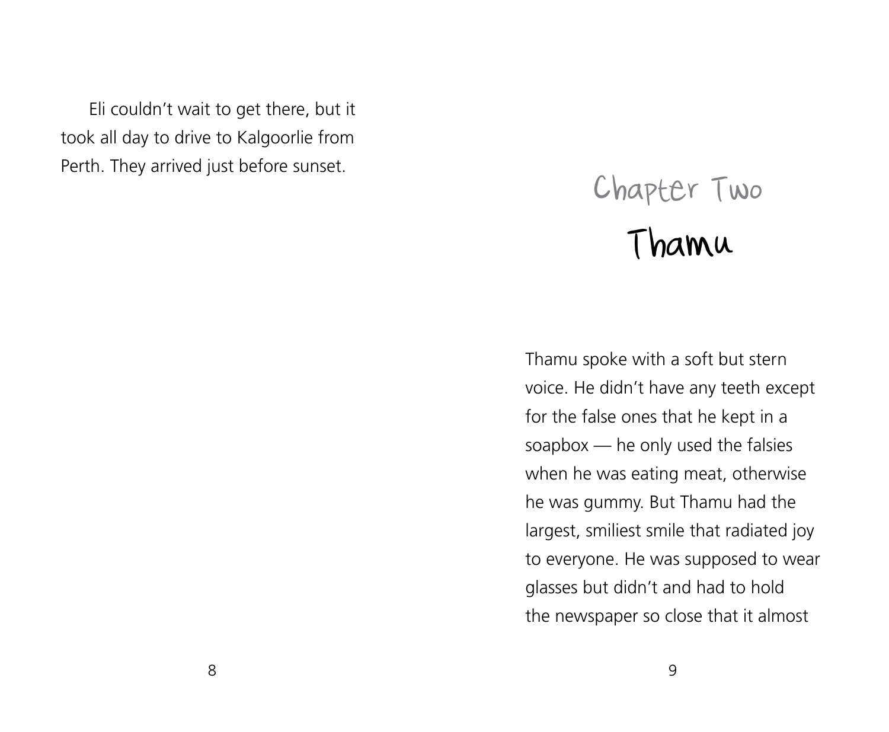Eli couldn't wait to get there, but it took all day to drive to Kalgoorlie from Perth. They arrived just before sunset.

# Chapter Two

# Thamu

Thamu spoke with a soft but stern voice. He didn't have any teeth except for the false ones that he kept in a soapbox — he only used the falsies when he was eating meat, otherwise he was gummy. But Thamu had the largest, smiliest smile that radiated joy to everyone. He was supposed to wear glasses but didn't and had to hold the newspaper so close that it almost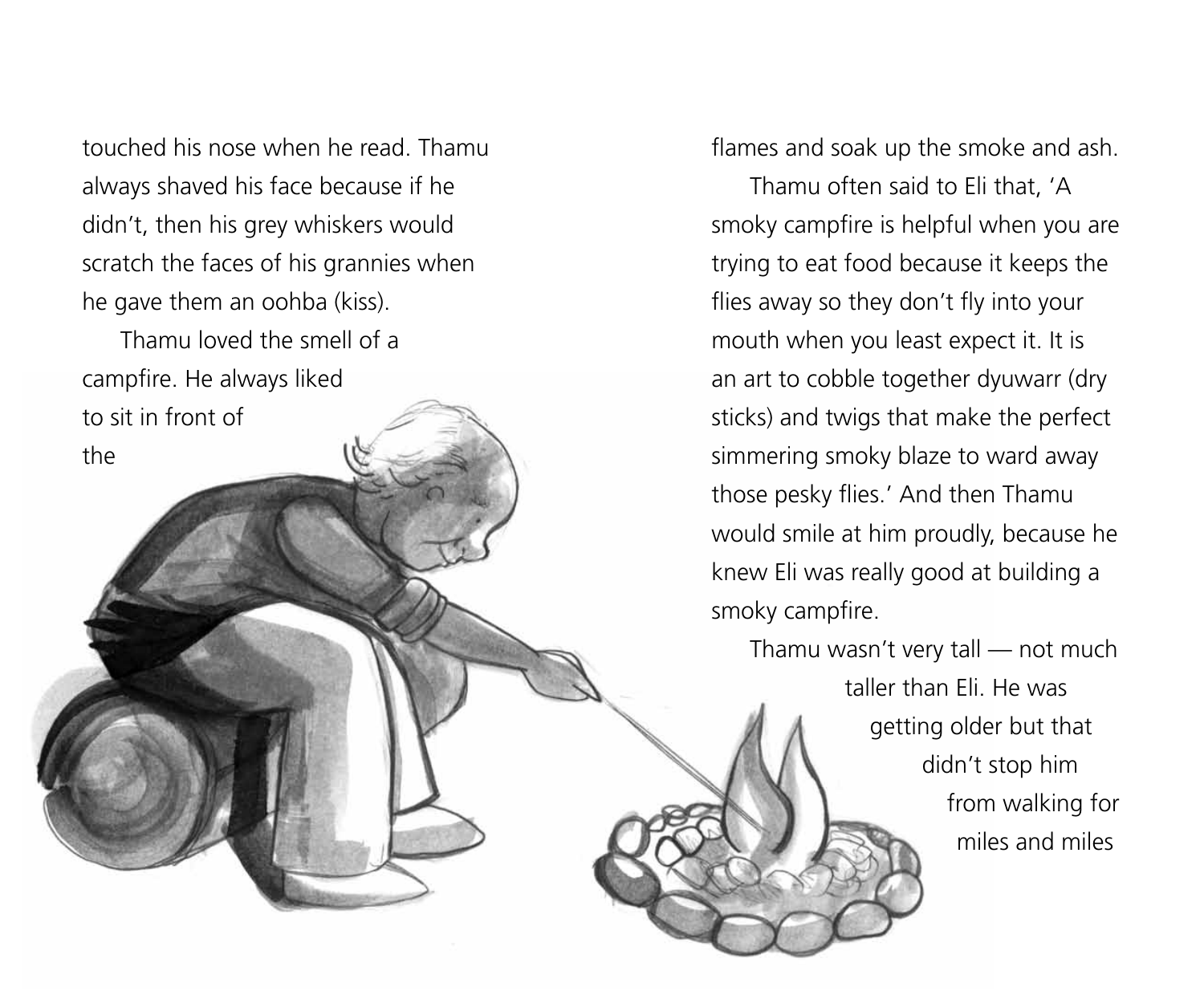touched his nose when he read. Thamu always shaved his face because if he didn't, then his grey whiskers would scratch the faces of his grannies when he gave them an oohba (kiss).

Thamu loved the smell of a campfire. He always liked to sit in front of the flames and soak up the smoke and ash.

Thamu often said to Eli that, 'A smoky campfire is helpful when you are trying to eat food because it keeps the flies away so they don't fly into your mouth when you least expect it. It is an art to cobble together dyuwarr (dry sticks) and twigs that make the perfect simmering smoky blaze to ward away those pesky flies.' And then Thamu would smile at him proudly, because he knew Eli was really good at building a smoky campfire.

Thamu wasn't very tall — not much taller than Eli. He was getting older but that didn't stop him from walking for miles and miles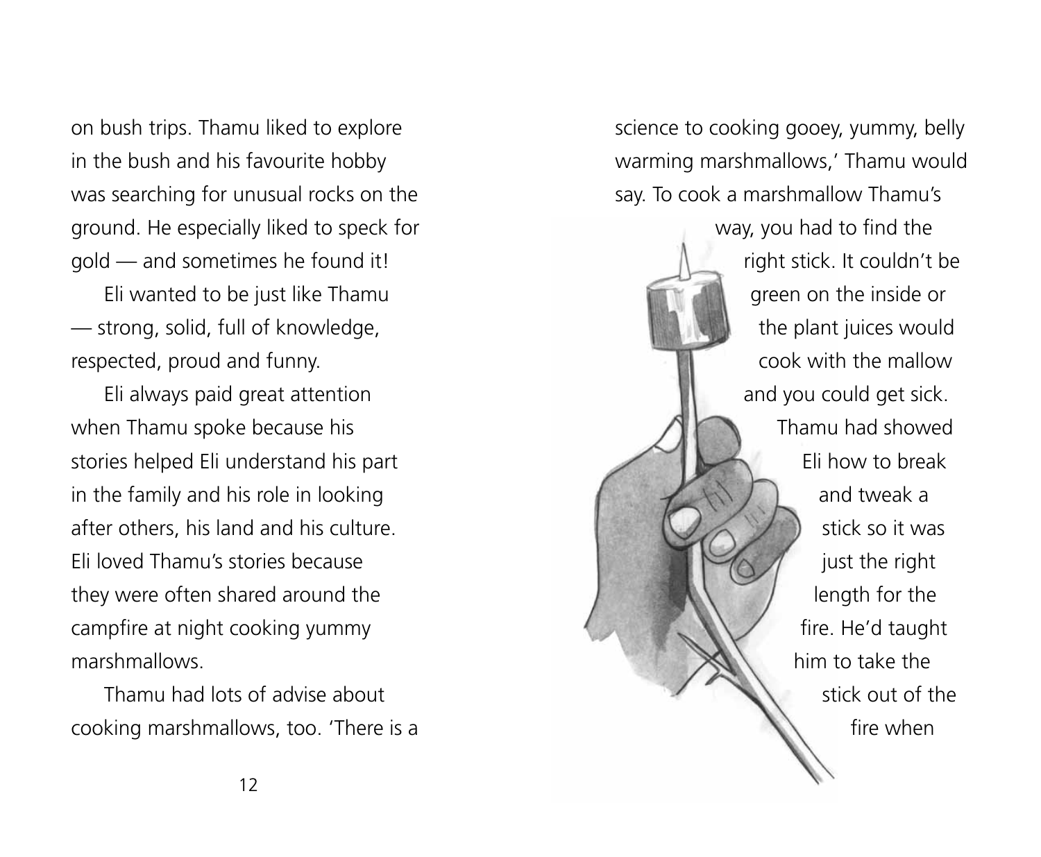on bush trips. Thamu liked to explore in the bush and his favourite hobby was searching for unusual rocks on the ground. He especially liked to speck for gold — and sometimes he found it!

Eli wanted to be just like Thamu — strong, solid, full of knowledge, respected, proud and funny.

Eli always paid great attention when Thamu spoke because his stories helped Eli understand his part in the family and his role in looking after others, his land and his culture. Eli loved Thamu's stories because they were often shared around the campfire at night cooking yummy marshmallows.

Thamu had lots of advise about cooking marshmallows, too. 'There is a science to cooking gooey, yummy, belly warming marshmallows,' Thamu would say. To cook a marshmallow Thamu's way, you had to find the right stick. It couldn't be green on the inside or the plant juices would cook with the mallow and you could get sick. Thamu had showed Eli how to break and tweak a stick so it was just the right length for the fire. He'd taught him to take the stick out of the fire when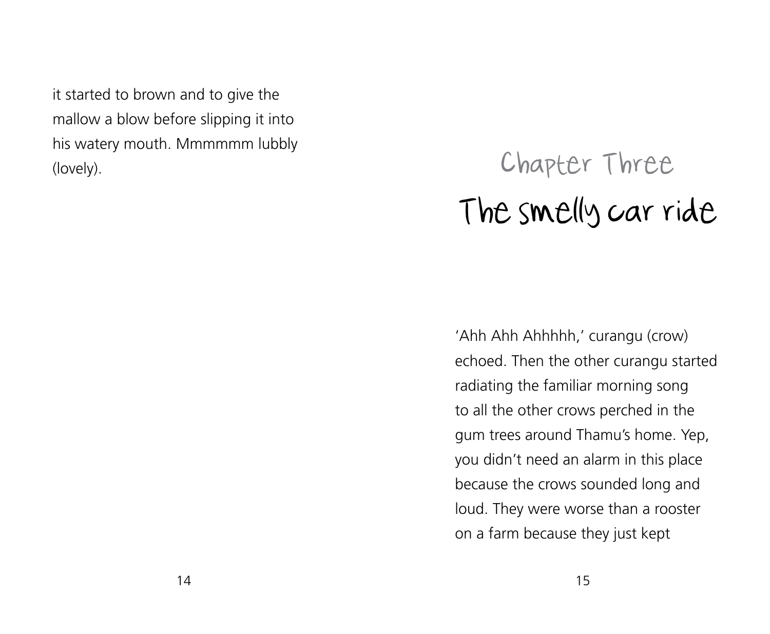it started to brown and to give the mallow a blow before slipping it into his watery mouth. Mmmmmm lubbly (lovely).

## Chapter Three

# The smelly car ride

'Ahh Ahh Ahhhhh,' curangu (crow) echoed. Then the other curangu started radiating the familiar morning song to all the other crows perched in the gum trees around Thamu's home. Yep, you didn't need an alarm in this place because the crows sounded long and loud. They were worse than a rooster on a farm because they just kept